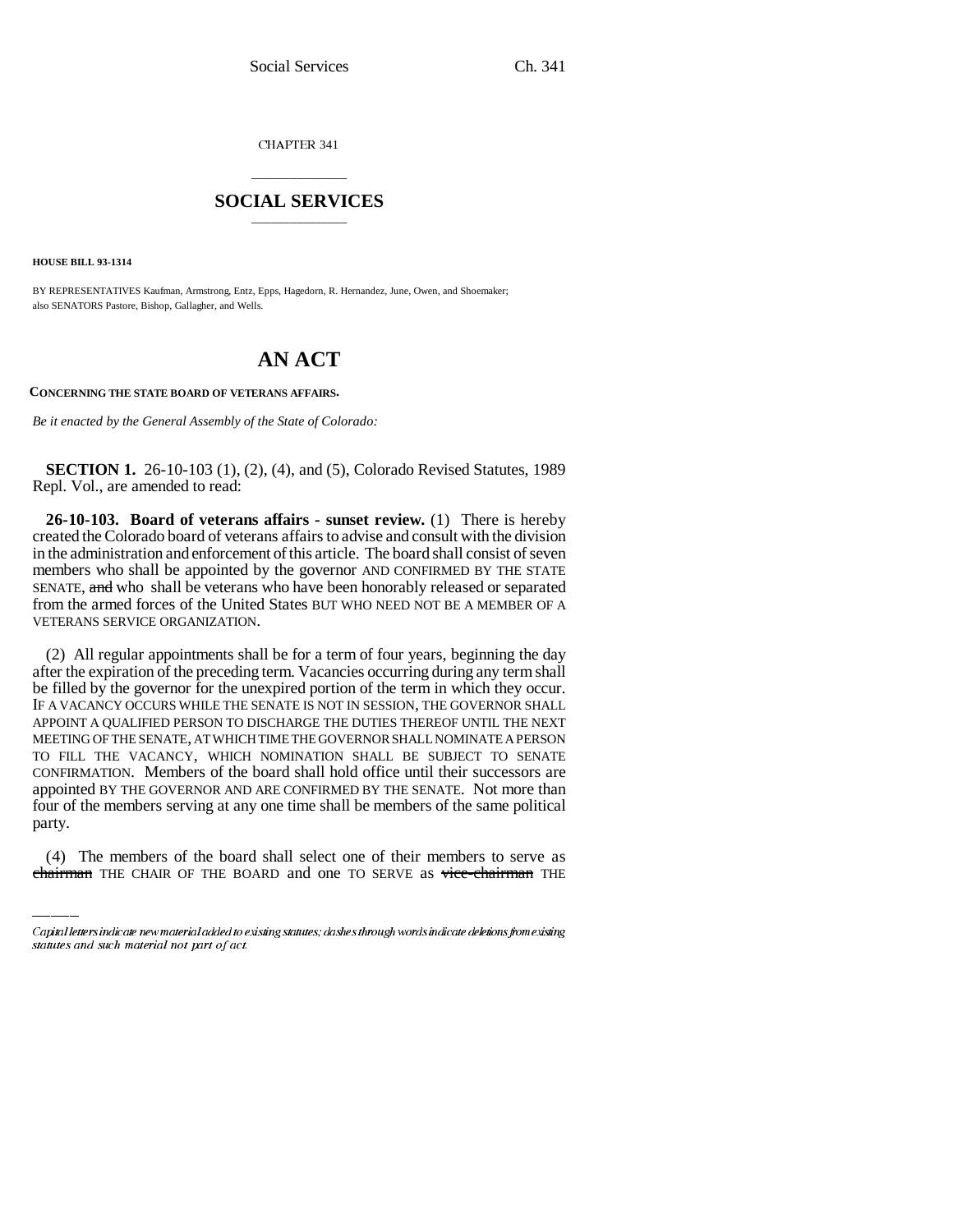CHAPTER 341

## SOCIAL SERVICES

**HOUSE BILL 93-1314**

BY REPRESENTATIVES Kaufman, Armstrong, Entz, Epps, Hagedorn, R. Hernandez, June, Owen, and Shoemaker; also SENATORS Pastore, Bishop, Gallagher, and Wells.

# AN ACT

**CONCERNING THE STATE BOARD OF VETERANS AFFAIRS.**

*Be it enacted by the General Assembly of the State of Colorado:*

**SECTION 1.** 26-10-103 (1), (2), (4), and (5), Colorado Revised Statutes, 1989 Repl. Vol., are amended to read:

**26-10-103. Board of veterans affairs - sunset review.** (1) There is hereby created the Colorado board of veterans affairs to advise and consult with the division in the administration and enforcement of this article. The board shall consist of seven members who shall be appointed by the governor AND CONFIRMED BY THE STATE SENATE, ~~and~~ who shall be veterans who have been honorably released or separated from the armed forces of the United States BUT WHO NEED NOT BE A MEMBER OF A VETERANS SERVICE ORGANIZATION.

(2) All regular appointments shall be for a term of four years, beginning the day after the expiration of the preceding term. Vacancies occurring during any term shall be filled by the governor for the unexpired portion of the term in which they occur. IF A VACANCY OCCURS WHILE THE SENATE IS NOT IN SESSION, THE GOVERNOR SHALL APPOINT A QUALIFIED PERSON TO DISCHARGE THE DUTIES THEREOF UNTIL THE NEXT MEETING OF THE SENATE, AT WHICH TIME THE GOVERNOR SHALL NOMINATE A PERSON TO FILL THE VACANCY, WHICH NOMINATION SHALL BE SUBJECT TO SENATE CONFIRMATION. Members of the board shall hold office until their successors are appointed BY THE GOVERNOR AND ARE CONFIRMED BY THE SENATE. Not more than four of the members serving at any one time shall be members of the same political party.

(4) The members of the board shall select one of their members to serve as ~~chairman~~ THE CHAIR OF THE BOARD and one TO SERVE as ~~vice-chairman~~ THE

*Capital letters indicate new material added to existing statutes; dashes through words indicate deletions from existing statutes and such material not part of act.*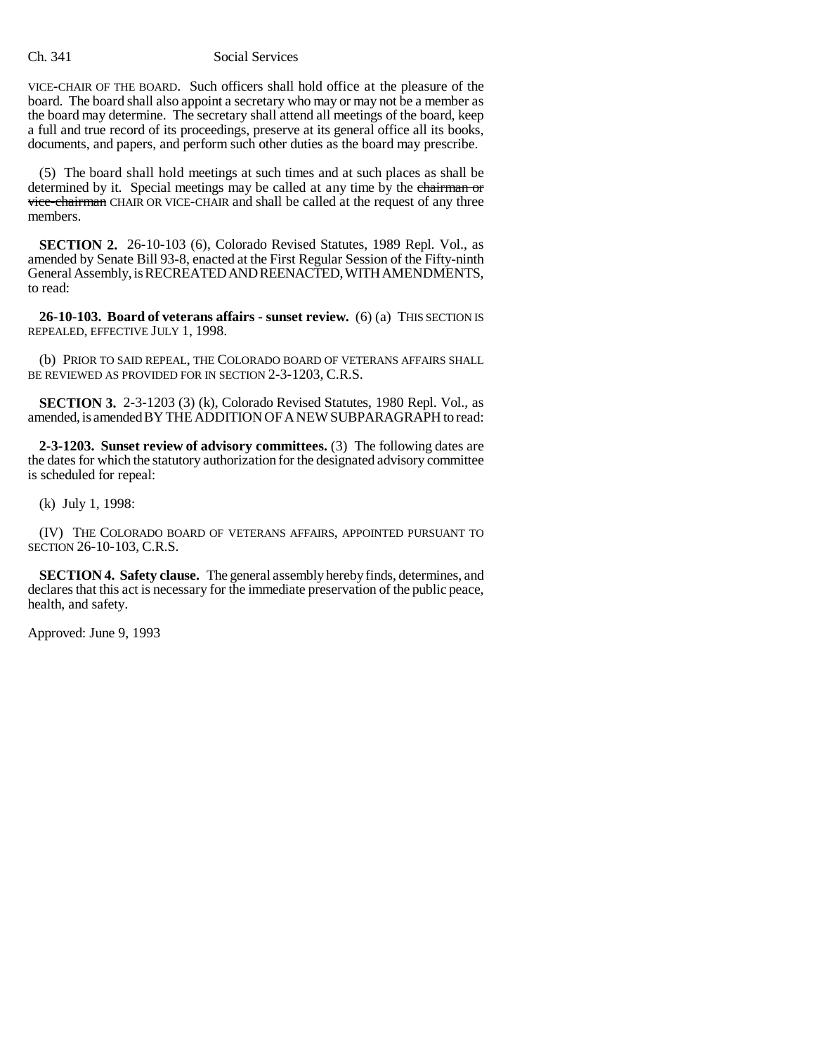VICE-CHAIR OF THE BOARD. Such officers shall hold office at the pleasure of the board. The board shall also appoint a secretary who may or may not be a member as the board may determine. The secretary shall attend all meetings of the board, keep a full and true record of its proceedings, preserve at its general office all its books, documents, and papers, and perform such other duties as the board may prescribe.

(5) The board shall hold meetings at such times and at such places as shall be determined by it. Special meetings may be called at any time by the ~~chairman or vice-chairman~~ CHAIR OR VICE-CHAIR and shall be called at the request of any three members.

**SECTION 2.** 26-10-103 (6), Colorado Revised Statutes, 1989 Repl. Vol., as amended by Senate Bill 93-8, enacted at the First Regular Session of the Fifty-ninth General Assembly, is RECREATED AND REENACTED, WITH AMENDMENTS, to read:

**26-10-103. Board of veterans affairs - sunset review.** (6) (a) THIS SECTION IS REPEALED, EFFECTIVE JULY 1, 1998.

(b) PRIOR TO SAID REPEAL, THE COLORADO BOARD OF VETERANS AFFAIRS SHALL BE REVIEWED AS PROVIDED FOR IN SECTION 2-3-1203, C.R.S.

**SECTION 3.** 2-3-1203 (3) (k), Colorado Revised Statutes, 1980 Repl. Vol., as amended, is amended BY THE ADDITION OF A NEW SUBPARAGRAPH to read:

**2-3-1203. Sunset review of advisory committees.** (3) The following dates are the dates for which the statutory authorization for the designated advisory committee is scheduled for repeal:

(k) July 1, 1998:

(IV) THE COLORADO BOARD OF VETERANS AFFAIRS, APPOINTED PURSUANT TO SECTION 26-10-103, C.R.S.

**SECTION 4. Safety clause.** The general assembly hereby finds, determines, and declares that this act is necessary for the immediate preservation of the public peace, health, and safety.

Approved: June 9, 1993